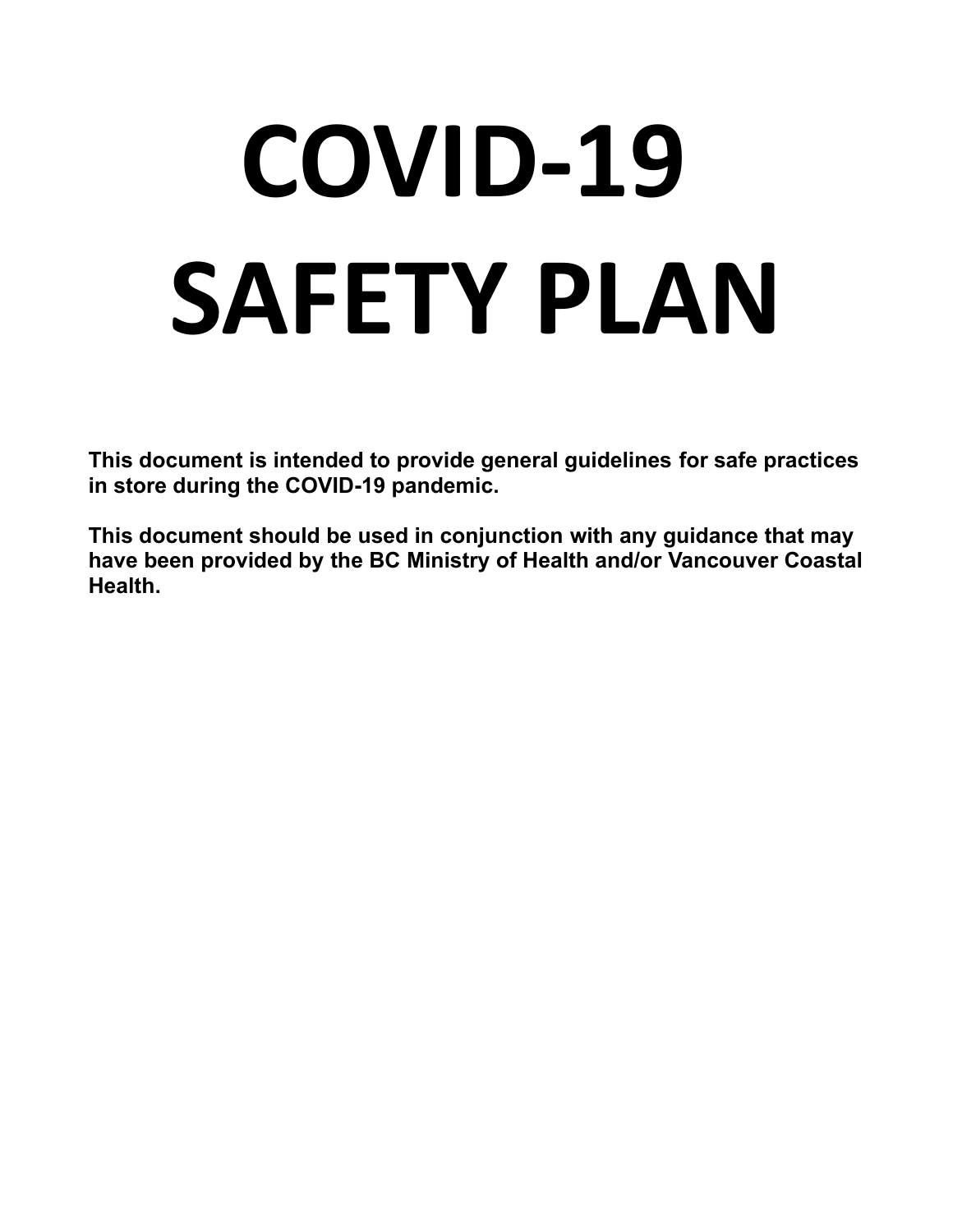# COVID-19 SAFETY PLAN

**This document is intended to provide general guidelines for safe practices in store during the COVID-19 pandemic.**

**This document should be used in conjunction with any guidance that may have been provided by the BC Ministry of Health and/or Vancouver Coastal Health.**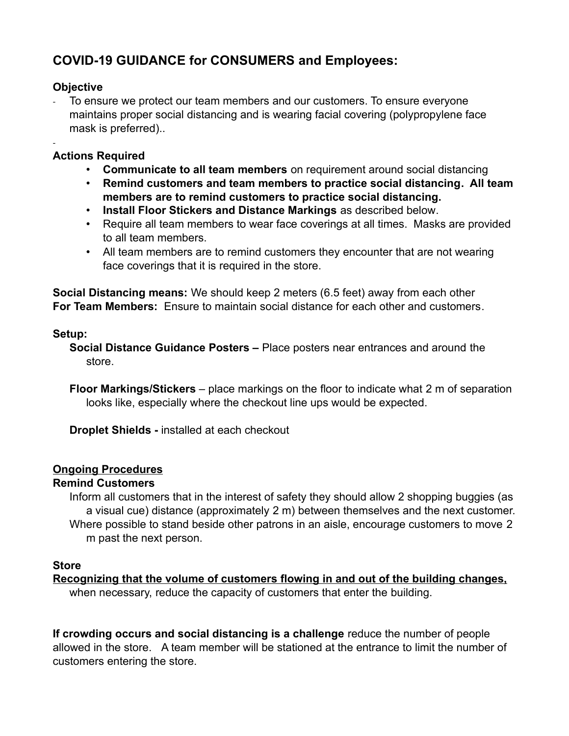## COVID-19 GUIDANCE for CONSUMERS and Employees:

**Objective**

- To ensure we protect our team members and our customers. To ensure everyone maintains proper social distancing and is wearing facial covering (polypropylene face mask is preferred)..

-

**Actions Required**

- **Communicate to all team members** on requirement around social distancing
- **Remind customers and team members to practice social distancing. All team members are to remind customers to practice social distancing.**
- **Install Floor Stickers and Distance Markings** as described below.
- Require all team members to wear face coverings at all times. Masks are provided to all team members.
- All team members are to remind customers they encounter that are not wearing face coverings that it is required in the store.

**Social Distancing means:** We should keep 2 meters (6.5 feet) away from each other
**For Team Members:** Ensure to maintain social distance for each other and customers.

**Setup:**

**Social Distance Guidance Posters –** Place posters near entrances and around the store.

**Floor Markings/Stickers** – place markings on the floor to indicate what 2 m of separation looks like, especially where the checkout line ups would be expected.

**Droplet Shields -** installed at each checkout

**<u>Ongoing Procedures</u>**

**Remind Customers**

Inform all customers that in the interest of safety they should allow 2 shopping buggies (as a visual cue) distance (approximately 2 m) between themselves and the next customer.
Where possible to stand beside other patrons in an aisle, encourage customers to move 2 m past the next person.

**Store**

**<u>Recognizing that the volume of customers flowing in and out of the building changes,</u>** when necessary, reduce the capacity of customers that enter the building.

**If crowding occurs and social distancing is a challenge** reduce the number of people allowed in the store. A team member will be stationed at the entrance to limit the number of customers entering the store.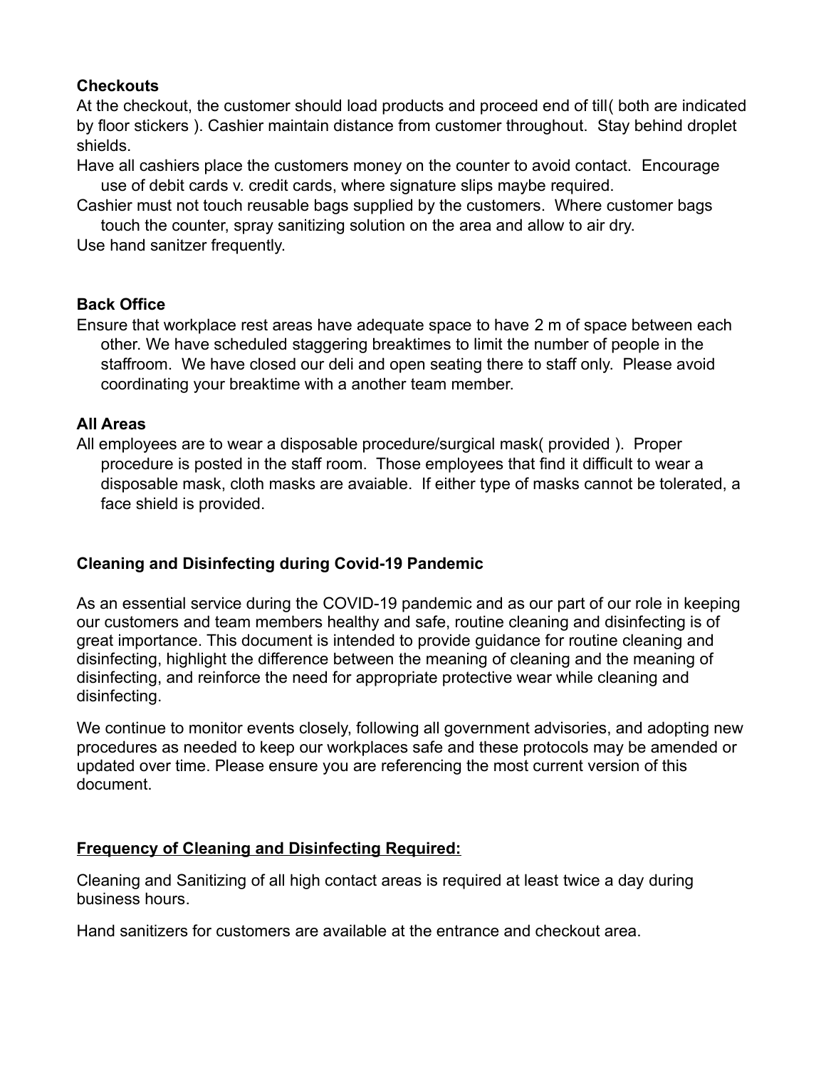**Checkouts**

At the checkout, the customer should load products and proceed end of till( both are indicated by floor stickers ). Cashier maintain distance from customer throughout. Stay behind droplet shields.

Have all cashiers place the customers money on the counter to avoid contact. Encourage use of debit cards v. credit cards, where signature slips maybe required.

Cashier must not touch reusable bags supplied by the customers. Where customer bags touch the counter, spray sanitizing solution on the area and allow to air dry.

Use hand sanitzer frequently.

**Back Office**

Ensure that workplace rest areas have adequate space to have 2 m of space between each other. We have scheduled staggering breaktimes to limit the number of people in the staffroom. We have closed our deli and open seating there to staff only. Please avoid coordinating your breaktime with a another team member.

**All Areas**

All employees are to wear a disposable procedure/surgical mask( provided ). Proper procedure is posted in the staff room. Those employees that find it difficult to wear a disposable mask, cloth masks are avaiable. If either type of masks cannot be tolerated, a face shield is provided.

**Cleaning and Disinfecting during Covid-19 Pandemic**

As an essential service during the COVID-19 pandemic and as our part of our role in keeping our customers and team members healthy and safe, routine cleaning and disinfecting is of great importance. This document is intended to provide guidance for routine cleaning and disinfecting, highlight the difference between the meaning of cleaning and the meaning of disinfecting, and reinforce the need for appropriate protective wear while cleaning and disinfecting.

We continue to monitor events closely, following all government advisories, and adopting new procedures as needed to keep our workplaces safe and these protocols may be amended or updated over time. Please ensure you are referencing the most current version of this document.

**Frequency of Cleaning and Disinfecting Required:**

Cleaning and Sanitizing of all high contact areas is required at least twice a day during business hours.

Hand sanitizers for customers are available at the entrance and checkout area.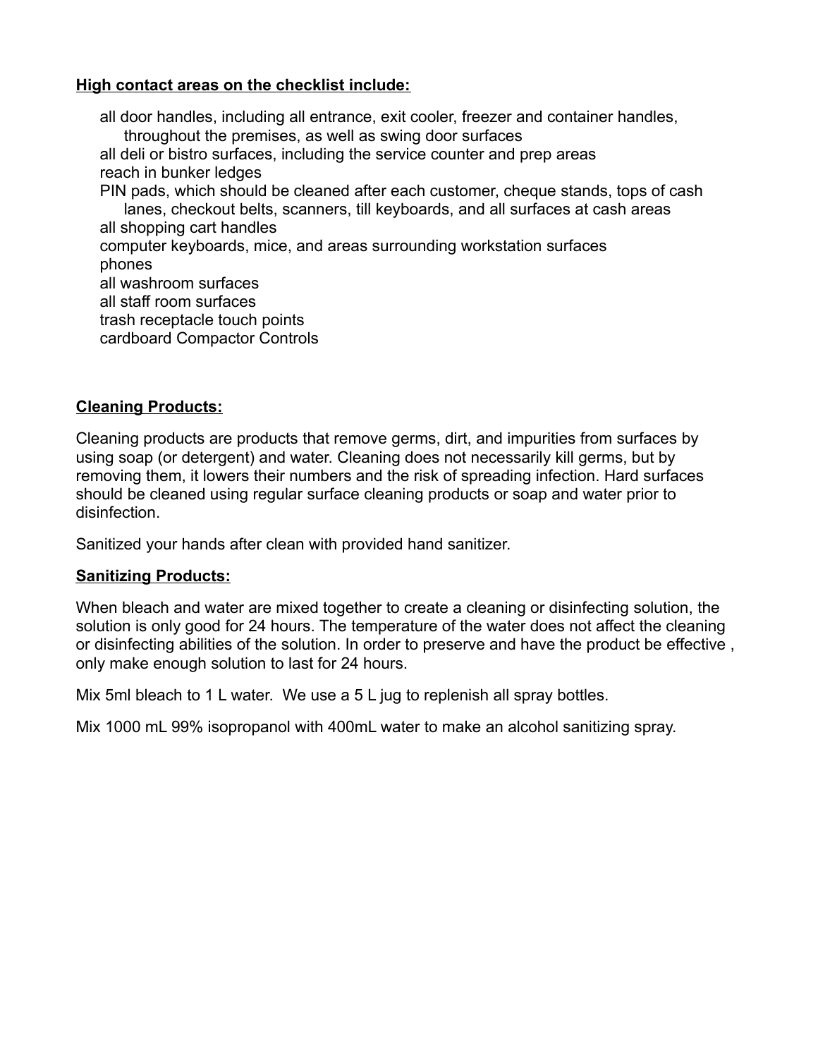**High contact areas on the checklist include:**

- all door handles, including all entrance, exit cooler, freezer and container handles, throughout the premises, as well as swing door surfaces
- all deli or bistro surfaces, including the service counter and prep areas
- reach in bunker ledges
- PIN pads, which should be cleaned after each customer, cheque stands, tops of cash lanes, checkout belts, scanners, till keyboards, and all surfaces at cash areas
- all shopping cart handles
- computer keyboards, mice, and areas surrounding workstation surfaces
- phones
- all washroom surfaces
- all staff room surfaces
- trash receptacle touch points
- cardboard Compactor Controls

**Cleaning Products:**

Cleaning products are products that remove germs, dirt, and impurities from surfaces by using soap (or detergent) and water. Cleaning does not necessarily kill germs, but by removing them, it lowers their numbers and the risk of spreading infection. Hard surfaces should be cleaned using regular surface cleaning products or soap and water prior to disinfection.

Sanitized your hands after clean with provided hand sanitizer.

**Sanitizing Products:**

When bleach and water are mixed together to create a cleaning or disinfecting solution, the solution is only good for 24 hours. The temperature of the water does not affect the cleaning or disinfecting abilities of the solution. In order to preserve and have the product be effective , only make enough solution to last for 24 hours.

Mix 5ml bleach to 1 L water.  We use a 5 L jug to replenish all spray bottles.

Mix 1000 mL 99% isopropanol with 400mL water to make an alcohol sanitizing spray.